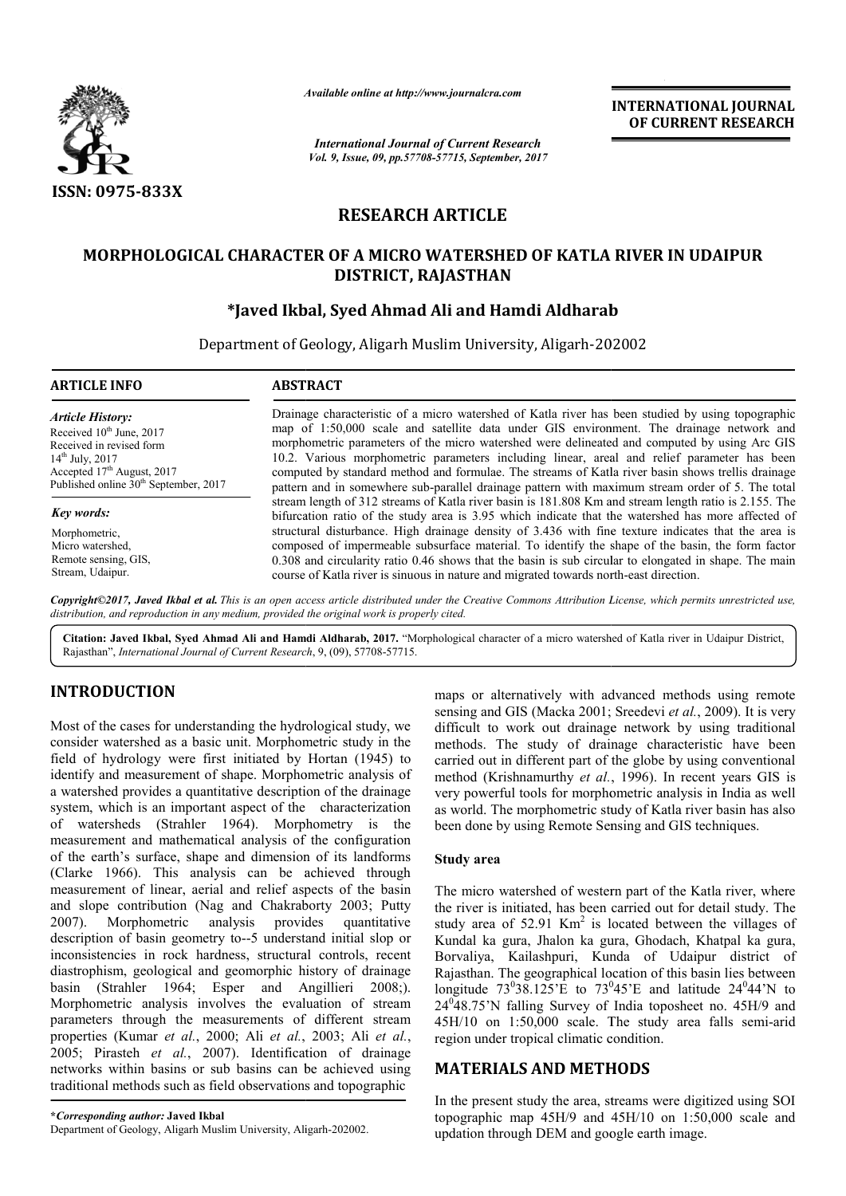*Available online at http://www.journalcra.com*

*International Journal of Current Research*
*Vol. 9, Issue, 09, pp.57708-57715, September, 2017*

**INTERNATIONAL JOURNAL OF CURRENT RESEARCH**

ISSN: 0975-833X

# RESEARCH ARTICLE

# MORPHOLOGICAL CHARACTER OF A MICRO WATERSHED OF KATLA RIVER IN UDAIPUR DISTRICT, RAJASTHAN

**\*Javed Ikbal, Syed Ahmad Ali and Hamdi Aldharab**

Department of Geology, Aligarh Muslim University, Aligarh-202002

## ARTICLE INFO

*Article History:*

Received 10th June, 2017
Received in revised form
14th July, 2017
Accepted 17th August, 2017
Published online 30th September, 2017

*Key words:*

Morphometric,
Micro watershed,
Remote sensing, GIS,
Stream, Udaipur.

## ABSTRACT

Drainage characteristic of a micro watershed of Katla river has been studied by using topographic map of 1:50,000 scale and satellite data under GIS environment. The drainage network and morphometric parameters of the micro watershed were delineated and computed by using Arc GIS 10.2. Various morphometric parameters including linear, areal and relief parameter has been computed by standard method and formulae. The streams of Katla river basin shows trellis drainage pattern and in somewhere sub-parallel drainage pattern with maximum stream order of 5. The total stream length of 312 streams of Katla river basin is 181.808 Km and stream length ratio is 2.155. The bifurcation ratio of the study area is 3.95 which indicate that the watershed has more affected of structural disturbance. High drainage density of 3.436 with fine texture indicates that the area is composed of impermeable subsurface material. To identify the shape of the basin, the form factor 0.308 and circularity ratio 0.46 shows that the basin is sub circular to elongated in shape. The main course of Katla river is sinuous in nature and migrated towards north-east direction.

*Copyright©2017, Javed Ikbal et al. This is an open access article distributed under the Creative Commons Attribution License, which permits unrestricted use, distribution, and reproduction in any medium, provided the original work is properly cited.*

**Citation: Javed Ikbal, Syed Ahmad Ali and Hamdi Aldharab, 2017.** "Morphological character of a micro watershed of Katla river in Udaipur District, Rajasthan", *International Journal of Current Research*, 9, (09), 57708-57715.

## INTRODUCTION

Most of the cases for understanding the hydrological study, we consider watershed as a basic unit. Morphometric study in the field of hydrology were first initiated by Hortan (1945) to identify and measurement of shape. Morphometric analysis of a watershed provides a quantitative description of the drainage system, which is an important aspect of the characterization of watersheds (Strahler 1964). Morphometry is the measurement and mathematical analysis of the configuration of the earth's surface, shape and dimension of its landforms (Clarke 1966). This analysis can be achieved through measurement of linear, aerial and relief aspects of the basin and slope contribution (Nag and Chakraborty 2003; Putty 2007). Morphometric analysis provides quantitative description of basin geometry to--5 understand initial slop or inconsistencies in rock hardness, structural controls, recent diastrophism, geological and geomorphic history of drainage basin (Strahler 1964; Esper and Angillieri 2008;). Morphometric analysis involves the evaluation of stream parameters through the measurements of different stream properties (Kumar *et al.*, 2000; Ali *et al.*, 2003; Ali *et al.*, 2005; Pirasteh *et al.*, 2007). Identification of drainage networks within basins or sub basins can be achieved using traditional methods such as field observations and topographic maps or alternatively with advanced methods using remote sensing and GIS (Macka 2001; Sreedevi *et al.*, 2009). It is very difficult to work out drainage network by using traditional methods. The study of drainage characteristic have been carried out in different part of the globe by using conventional method (Krishnamurthy *et al.*, 1996). In recent years GIS is very powerful tools for morphometric analysis in India as well as world. The morphometric study of Katla river basin has also been done by using Remote Sensing and GIS techniques.

### Study area

The micro watershed of western part of the Katla river, where the river is initiated, has been carried out for detail study. The study area of 52.91 $Km^2$ is located between the villages of Kundal ka gura, Jhalon ka gura, Ghodach, Khatpal ka gura, Borvaliya, Kailashpuri, Kunda of Udaipur district of Rajasthan. The geographical location of this basin lies between longitude $73^0 38.125'$E to $73^0 45'$E and latitude $24^0 44'$N to $24^0 48.75'$N falling Survey of India toposheet no. 45H/9 and 45H/10 on 1:50,000 scale. The study area falls semi-arid region under tropical climatic condition.

## MATERIALS AND METHODS

In the present study the area, streams were digitized using SOI topographic map 45H/9 and 45H/10 on 1:50,000 scale and updation through DEM and google earth image.

**\*Corresponding author: Javed Ikbal**
Department of Geology, Aligarh Muslim University, Aligarh-202002.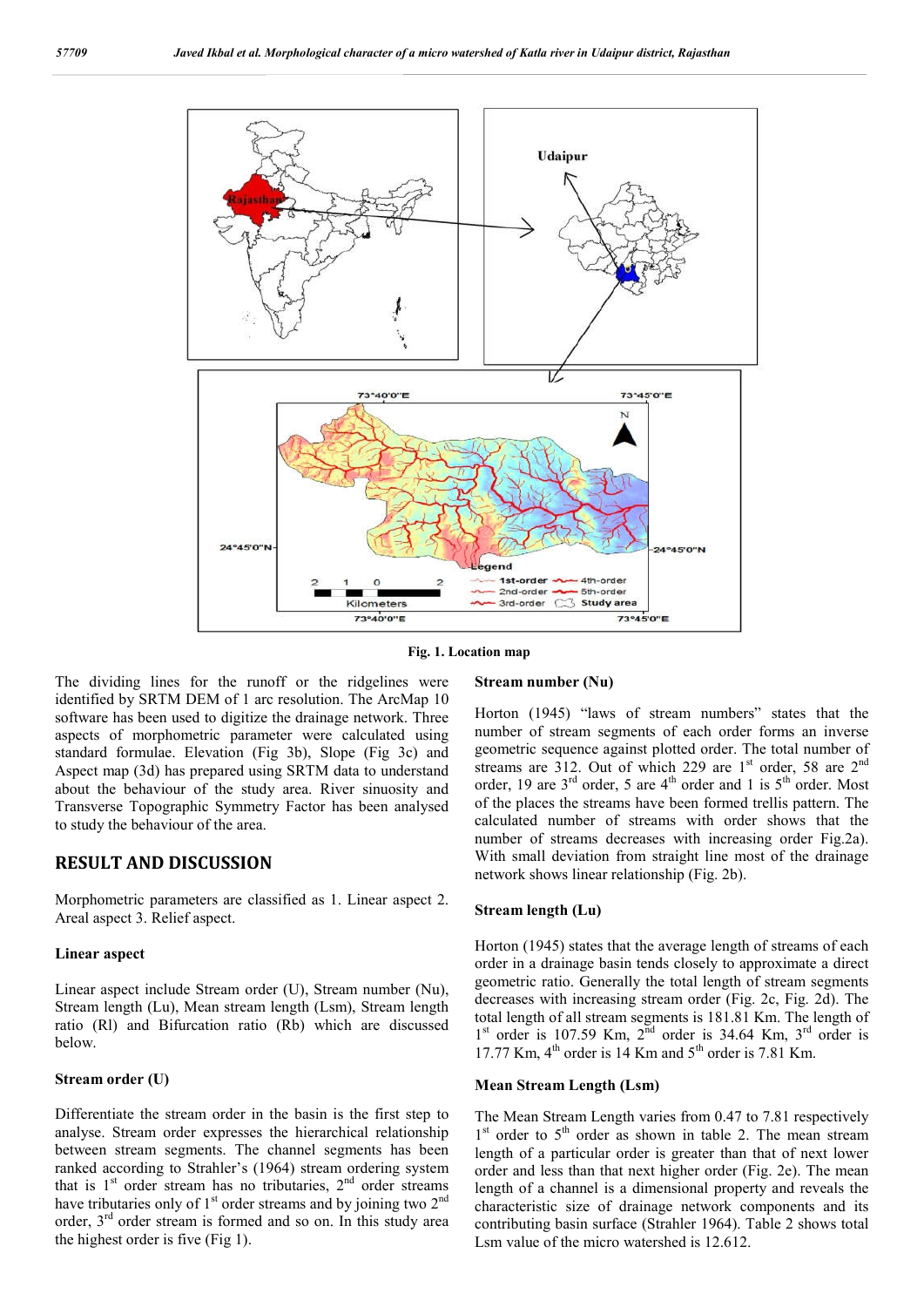Fig. 1. Location map

The dividing lines for the runoff or the ridgelines were identified by SRTM DEM of 1 arc resolution. The ArcMap 10 software has been used to digitize the drainage network. Three aspects of morphometric parameter were calculated using standard formulae. Elevation (Fig 3b), Slope (Fig 3c) and Aspect map (3d) has prepared using SRTM data to understand about the behaviour of the study area. River sinuosity and Transverse Topographic Symmetry Factor has been analysed to study the behaviour of the area.

## RESULT AND DISCUSSION

Morphometric parameters are classified as 1. Linear aspect 2. Areal aspect 3. Relief aspect.

### Linear aspect

Linear aspect include Stream order (U), Stream number (Nu), Stream length (Lu), Mean stream length (Lsm), Stream length ratio (Rl) and Bifurcation ratio (Rb) which are discussed below.

### Stream order (U)

Differentiate the stream order in the basin is the first step to analyse. Stream order expresses the hierarchical relationship between stream segments. The channel segments has been ranked according to Strahler's (1964) stream ordering system that is 1st order stream has no tributaries, 2nd order streams have tributaries only of 1st order streams and by joining two 2nd order, 3rd order stream is formed and so on. In this study area the highest order is five (Fig 1).

### Stream number (Nu)

Horton (1945) "laws of stream numbers" states that the number of stream segments of each order forms an inverse geometric sequence against plotted order. The total number of streams are 312. Out of which 229 are 1st order, 58 are 2nd order, 19 are 3rd order, 5 are 4th order and 1 is 5th order. Most of the places the streams have been formed trellis pattern. The calculated number of streams with order shows that the number of streams decreases with increasing order Fig.2a). With small deviation from straight line most of the drainage network shows linear relationship (Fig. 2b).

### Stream length (Lu)

Horton (1945) states that the average length of streams of each order in a drainage basin tends closely to approximate a direct geometric ratio. Generally the total length of stream segments decreases with increasing stream order (Fig. 2c, Fig. 2d). The total length of all stream segments is 181.81 Km. The length of 1st order is 107.59 Km, 2nd order is 34.64 Km, 3rd order is 17.77 Km, 4th order is 14 Km and 5th order is 7.81 Km.

### Mean Stream Length (Lsm)

The Mean Stream Length varies from 0.47 to 7.81 respectively 1st order to 5th order as shown in table 2. The mean stream length of a particular order is greater than that of next lower order and less than that next higher order (Fig. 2e). The mean length of a channel is a dimensional property and reveals the characteristic size of drainage network components and its contributing basin surface (Strahler 1964). Table 2 shows total Lsm value of the micro watershed is 12.612.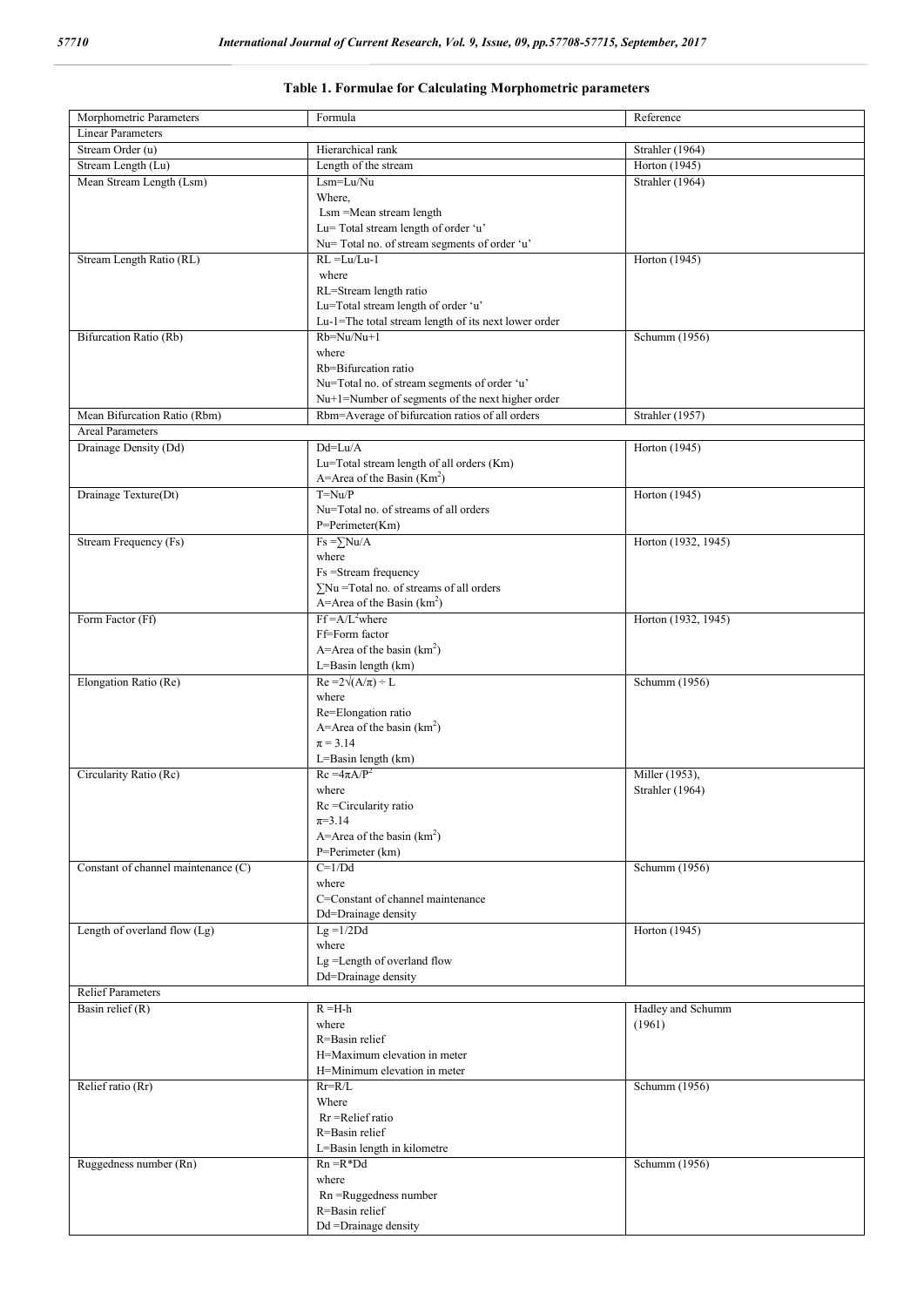**Table 1. Formulae for Calculating Morphometric parameters**

| Morphometric Parameters | Formula | Reference |
|---|---|---|
| Linear Parameters | | |
| Stream Order (u) | Hierarchical rank | Strahler (1964) |
| Stream Length (Lu) | Length of the stream | Horton (1945) |
| Mean Stream Length (Lsm) | $Lsm=Lu/Nu$<br>Where,<br>Lsm =Mean stream length<br>Lu= Total stream length of order 'u'<br>Nu= Total no. of stream segments of order 'u' | Strahler (1964) |
| Stream Length Ratio (RL) | $RL=Lu/Lu-1$<br>where<br>RL=Stream length ratio<br>Lu=Total stream length of order 'u'<br>Lu-1=The total stream length of its next lower order | Horton (1945) |
| Bifurcation Ratio (Rb) | $Rb=Nu/Nu+1$<br>where<br>Rb=Bifurcation ratio<br>Nu=Total no. of stream segments of order 'u'<br>Nu+1=Number of segments of the next higher order | Schumm (1956) |
| Mean Bifurcation Ratio (Rbm) | Rbm=Average of bifurcation ratios of all orders | Strahler (1957) |
| Areal Parameters | | |
| Drainage Density (Dd) | $Dd=Lu/A$<br>Lu=Total stream length of all orders (Km)<br>A=Area of the Basin ($Km^2$) | Horton (1945) |
| Drainage Texture(Dt) | $T=Nu/P$<br>Nu=Total no. of streams of all orders<br>P=Perimeter(Km) | Horton (1945) |
| Stream Frequency (Fs) | $Fs=\sum Nu/A$<br>where<br>Fs =Stream frequency<br>$\sum Nu$ =Total no. of streams of all orders<br>A=Area of the Basin ($km^2$) | Horton (1932, 1945) |
| Form Factor (Ff) | $Ff=A/L^2$ where<br>Ff=Form factor<br>A=Area of the basin ($km^2$)<br>L=Basin length (km) | Horton (1932, 1945) |
| Elongation Ratio (Re) | $Re=2\sqrt{(A/\pi)} \div L$<br>where<br>Re=Elongation ratio<br>A=Area of the basin ($km^2$)<br>$\pi = 3.14$<br>L=Basin length (km) | Schumm (1956) |
| Circularity Ratio (Rc) | $Rc=4\pi A/P^2$<br>where<br>Rc =Circularity ratio<br>$\pi$=3.14<br>A=Area of the basin ($km^2$)<br>P=Perimeter (km) | Miller (1953),<br>Strahler (1964) |
| Constant of channel maintenance (C) | $C=1/Dd$<br>where<br>C=Constant of channel maintenance<br>Dd=Drainage density | Schumm (1956) |
| Length of overland flow (Lg) | $Lg=1/2Dd$<br>where<br>Lg =Length of overland flow<br>Dd=Drainage density | Horton (1945) |
| Relief Parameters | | |
| Basin relief (R) | $R=H-h$<br>where<br>R=Basin relief<br>H=Maximum elevation in meter<br>H=Minimum elevation in meter | Hadley and Schumm (1961) |
| Relief ratio (Rr) | $Rr=R/L$<br>Where<br>Rr =Relief ratio<br>R=Basin relief<br>L=Basin length in kilometre | Schumm (1956) |
| Ruggedness number (Rn) | $Rn=R*Dd$<br>where<br>Rn =Ruggedness number<br>R=Basin relief<br>Dd =Drainage density | Schumm (1956) |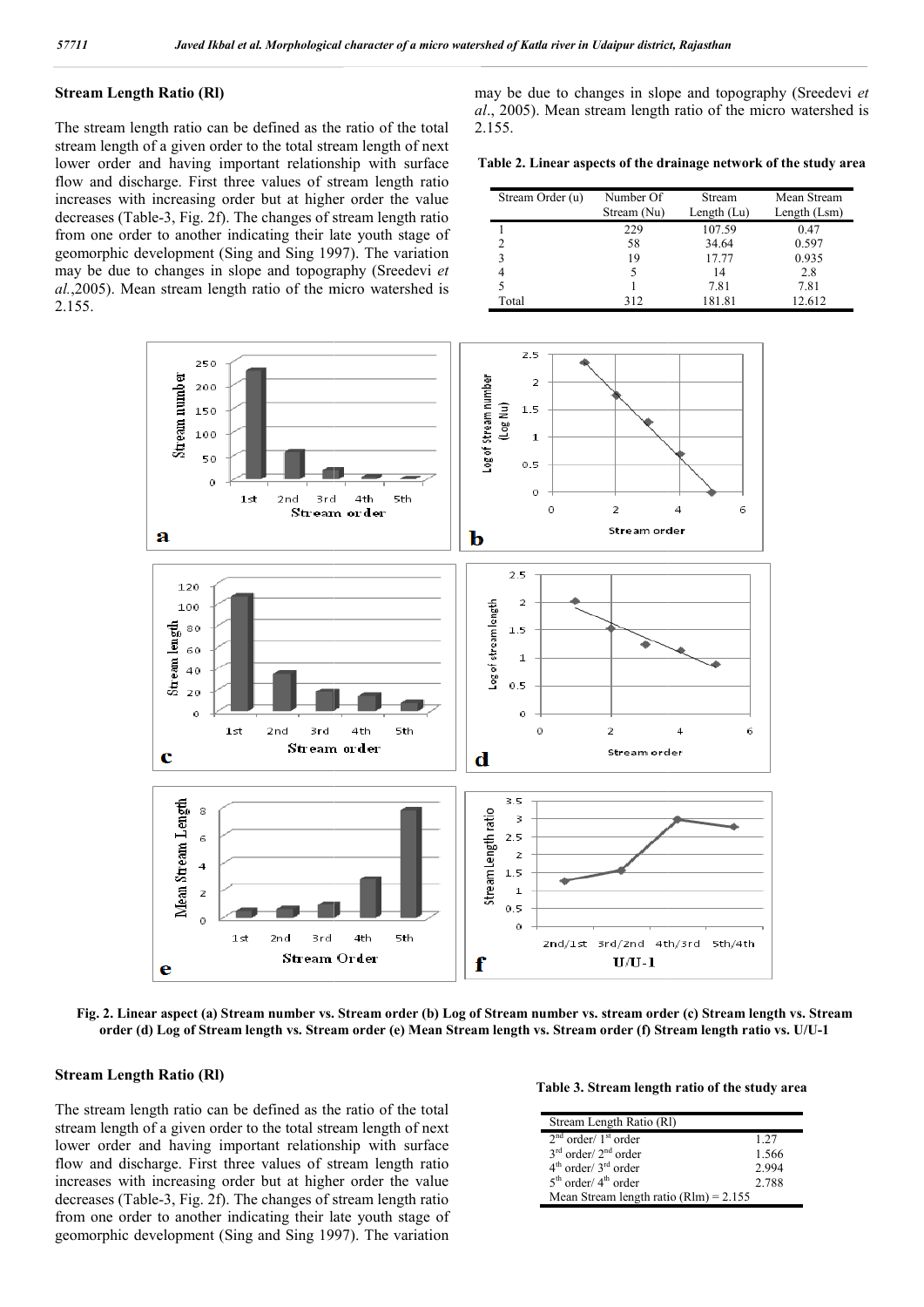## Stream Length Ratio (Rl)

The stream length ratio can be defined as the ratio of the total stream length of a given order to the total stream length of next lower order and having important relationship with surface flow and discharge. First three values of stream length ratio increases with increasing order but at higher order the value decreases (Table-3, Fig. 2f). The changes of stream length ratio from one order to another indicating their late youth stage of geomorphic development (Sing and Sing 1997). The variation may be due to changes in slope and topography (Sreedevi *et al.*,2005). Mean stream length ratio of the micro watershed is 2.155.

**Table 2. Linear aspects of the drainage network of the study area**

| Stream Order (u) | Number Of Stream (Nu) | Stream Length (Lu) | Mean Stream Length (Lsm) |
|---|---|---|---|
| 1 | 229 | 107.59 | 0.47 |
| 2 | 58 | 34.64 | 0.597 |
| 3 | 19 | 17.77 | 0.935 |
| 4 | 5 | 14 | 2.8 |
| 5 | 1 | 7.81 | 7.81 |
| Total | 312 | 181.81 | 12.612 |

**Fig. 2. Linear aspect (a) Stream number vs. Stream order (b) Log of Stream number vs. stream order (c) Stream length vs. Stream order (d) Log of Stream length vs. Stream order (e) Mean Stream length vs. Stream order (f) Stream length ratio vs. U/U-1**

## Stream Length Ratio (Rl)

The stream length ratio can be defined as the ratio of the total stream length of a given order to the total stream length of next lower order and having important relationship with surface flow and discharge. First three values of stream length ratio increases with increasing order but at higher order the value decreases (Table-3, Fig. 2f). The changes of stream length ratio from one order to another indicating their late youth stage of geomorphic development (Sing and Sing 1997). The variation

**Table 3. Stream length ratio of the study area**

| Stream Length Ratio (Rl) | |
|---|---|
| 2nd order/ 1st order | 1.27 |
| 3rd order/ 2nd order | 1.566 |
| 4th order/ 3rd order | 2.994 |
| 5th order/ 4th order | 2.788 |
| Mean Stream length ratio (Rlm) = 2.155 | |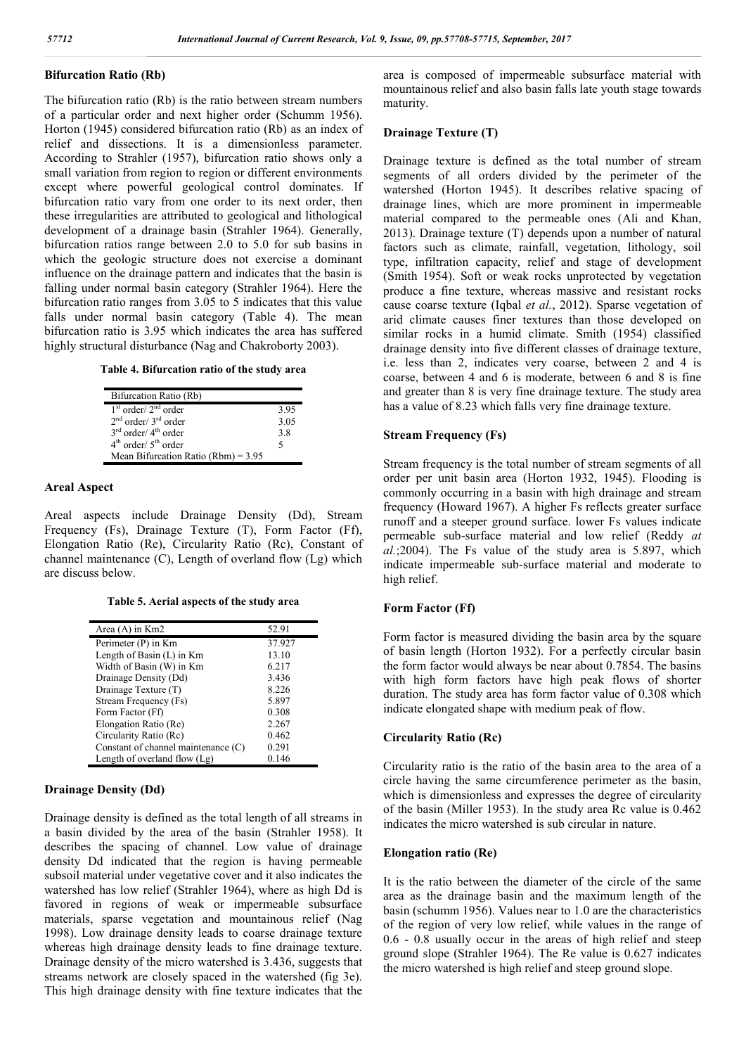### Bifurcation Ratio (Rb)

The bifurcation ratio (Rb) is the ratio between stream numbers of a particular order and next higher order (Schumm 1956). Horton (1945) considered bifurcation ratio (Rb) as an index of relief and dissections. It is a dimensionless parameter. According to Strahler (1957), bifurcation ratio shows only a small variation from region to region or different environments except where powerful geological control dominates. If bifurcation ratio vary from one order to its next order, then these irregularities are attributed to geological and lithological development of a drainage basin (Strahler 1964). Generally, bifurcation ratios range between 2.0 to 5.0 for sub basins in which the geologic structure does not exercise a dominant influence on the drainage pattern and indicates that the basin is falling under normal basin category (Strahler 1964). Here the bifurcation ratio ranges from 3.05 to 5 indicates that this value falls under normal basin category (Table 4). The mean bifurcation ratio is 3.95 which indicates the area has suffered highly structural disturbance (Nag and Chakroborty 2003).

**Table 4. Bifurcation ratio of the study area**

| Bifurcation Ratio (Rb) | |
|---|---|
| $1^{st}$ order/ $2^{nd}$ order | 3.95 |
| $2^{nd}$ order/ $3^{rd}$ order | 3.05 |
| $3^{rd}$ order/ $4^{th}$ order | 3.8 |
| $4^{th}$ order/ $5^{th}$ order | 5 |
| Mean Bifurcation Ratio (Rbm) = 3.95 | |

### Areal Aspect

Areal aspects include Drainage Density (Dd), Stream Frequency (Fs), Drainage Texture (T), Form Factor (Ff), Elongation Ratio (Re), Circularity Ratio (Rc), Constant of channel maintenance (C), Length of overland flow (Lg) which are discuss below.

**Table 5. Aerial aspects of the study area**

| Area (A) in Km2 | 52.91 |
|---|---|
| Perimeter (P) in Km | 37.927 |
| Length of Basin (L) in Km | 13.10 |
| Width of Basin (W) in Km | 6.217 |
| Drainage Density (Dd) | 3.436 |
| Drainage Texture (T) | 8.226 |
| Stream Frequency (Fs) | 5.897 |
| Form Factor (Ff) | 0.308 |
| Elongation Ratio (Re) | 2.267 |
| Circularity Ratio (Rc) | 0.462 |
| Constant of channel maintenance (C) | 0.291 |
| Length of overland flow (Lg) | 0.146 |

### Drainage Density (Dd)

Drainage density is defined as the total length of all streams in a basin divided by the area of the basin (Strahler 1958). It describes the spacing of channel. Low value of drainage density Dd indicated that the region is having permeable subsoil material under vegetative cover and it also indicates the watershed has low relief (Strahler 1964), where as high Dd is favored in regions of weak or impermeable subsurface materials, sparse vegetation and mountainous relief (Nag 1998). Low drainage density leads to coarse drainage texture whereas high drainage density leads to fine drainage texture. Drainage density of the micro watershed is 3.436, suggests that streams network are closely spaced in the watershed (fig 3e). This high drainage density with fine texture indicates that the area is composed of impermeable subsurface material with mountainous relief and also basin falls late youth stage towards maturity.

### Drainage Texture (T)

Drainage texture is defined as the total number of stream segments of all orders divided by the perimeter of the watershed (Horton 1945). It describes relative spacing of drainage lines, which are more prominent in impermeable material compared to the permeable ones (Ali and Khan, 2013). Drainage texture (T) depends upon a number of natural factors such as climate, rainfall, vegetation, lithology, soil type, infiltration capacity, relief and stage of development (Smith 1954). Soft or weak rocks unprotected by vegetation produce a fine texture, whereas massive and resistant rocks cause coarse texture (Iqbal *et al.*, 2012). Sparse vegetation of arid climate causes finer textures than those developed on similar rocks in a humid climate. Smith (1954) classified drainage density into five different classes of drainage texture, i.e. less than 2, indicates very coarse, between 2 and 4 is coarse, between 4 and 6 is moderate, between 6 and 8 is fine and greater than 8 is very fine drainage texture. The study area has a value of 8.23 which falls very fine drainage texture.

### Stream Frequency (Fs)

Stream frequency is the total number of stream segments of all order per unit basin area (Horton 1932, 1945). Flooding is commonly occurring in a basin with high drainage and stream frequency (Howard 1967). A higher Fs reflects greater surface runoff and a steeper ground surface. lower Fs values indicate permeable sub-surface material and low relief (Reddy *at al.*;2004). The Fs value of the study area is 5.897, which indicate impermeable sub-surface material and moderate to high relief.

### Form Factor (Ff)

Form factor is measured dividing the basin area by the square of basin length (Horton 1932). For a perfectly circular basin the form factor would always be near about 0.7854. The basins with high form factors have high peak flows of shorter duration. The study area has form factor value of 0.308 which indicate elongated shape with medium peak of flow.

### Circularity Ratio (Rc)

Circularity ratio is the ratio of the basin area to the area of a circle having the same circumference perimeter as the basin, which is dimensionless and expresses the degree of circularity of the basin (Miller 1953). In the study area Rc value is 0.462 indicates the micro watershed is sub circular in nature.

### Elongation ratio (Re)

It is the ratio between the diameter of the circle of the same area as the drainage basin and the maximum length of the basin (schumm 1956). Values near to 1.0 are the characteristics of the region of very low relief, while values in the range of 0.6 - 0.8 usually occur in the areas of high relief and steep ground slope (Strahler 1964). The Re value is 0.627 indicates the micro watershed is high relief and steep ground slope.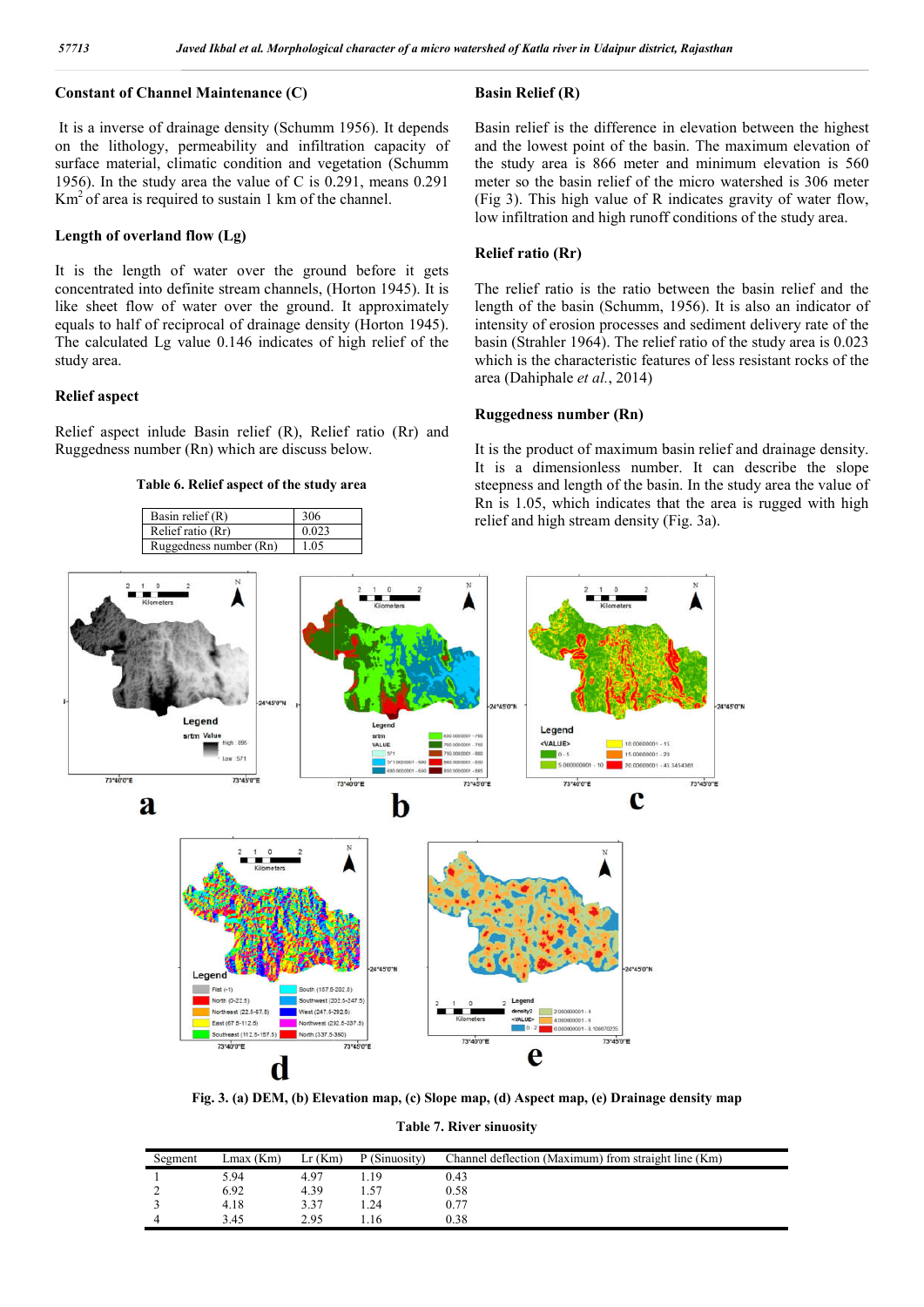### Constant of Channel Maintenance (C)

It is a inverse of drainage density (Schumm 1956). It depends on the lithology, permeability and infiltration capacity of surface material, climatic condition and vegetation (Schumm 1956). In the study area the value of C is 0.291, means 0.291 $Km^2$ of area is required to sustain 1 km of the channel.

### Length of overland flow (Lg)

It is the length of water over the ground before it gets concentrated into definite stream channels, (Horton 1945). It is like sheet flow of water over the ground. It approximately equals to half of reciprocal of drainage density (Horton 1945). The calculated Lg value 0.146 indicates of high relief of the study area.

### Relief aspect

Relief aspect inlude Basin relief (R), Relief ratio (Rr) and Ruggedness number (Rn) which are discuss below.

**Table 6. Relief aspect of the study area**

| Parameter | Value |
|---|---|
| Basin relief (R) | 306 |
| Relief ratio (Rr) | 0.023 |
| Ruggedness number (Rn) | 1.05 |

### Basin Relief (R)

Basin relief is the difference in elevation between the highest and the lowest point of the basin. The maximum elevation of the study area is 866 meter and minimum elevation is 560 meter so the basin relief of the micro watershed is 306 meter (Fig 3). This high value of R indicates gravity of water flow, low infiltration and high runoff conditions of the study area.

### Relief ratio (Rr)

The relief ratio is the ratio between the basin relief and the length of the basin (Schumm, 1956). It is also an indicator of intensity of erosion processes and sediment delivery rate of the basin (Strahler 1964). The relief ratio of the study area is 0.023 which is the characteristic features of less resistant rocks of the area (Dahiphale *et al.*, 2014)

### Ruggedness number (Rn)

It is the product of maximum basin relief and drainage density. It is a dimensionless number. It can describe the slope steepness and length of the basin. In the study area the value of Rn is 1.05, which indicates that the area is rugged with high relief and high stream density (Fig. 3a).

**Fig. 3. (a) DEM, (b) Elevation map, (c) Slope map, (d) Aspect map, (e) Drainage density map**

**Table 7. River sinuosity**

| Segment | Lmax (Km) | Lr (Km) | P (Sinuosity) | Channel deflection (Maximum) from straight line (Km) |
|---|---|---|---|---|
| 1 | 5.94 | 4.97 | 1.19 | 0.43 |
| 2 | 6.92 | 4.39 | 1.57 | 0.58 |
| 3 | 4.18 | 3.37 | 1.24 | 0.77 |
| 4 | 3.45 | 2.95 | 1.16 | 0.38 |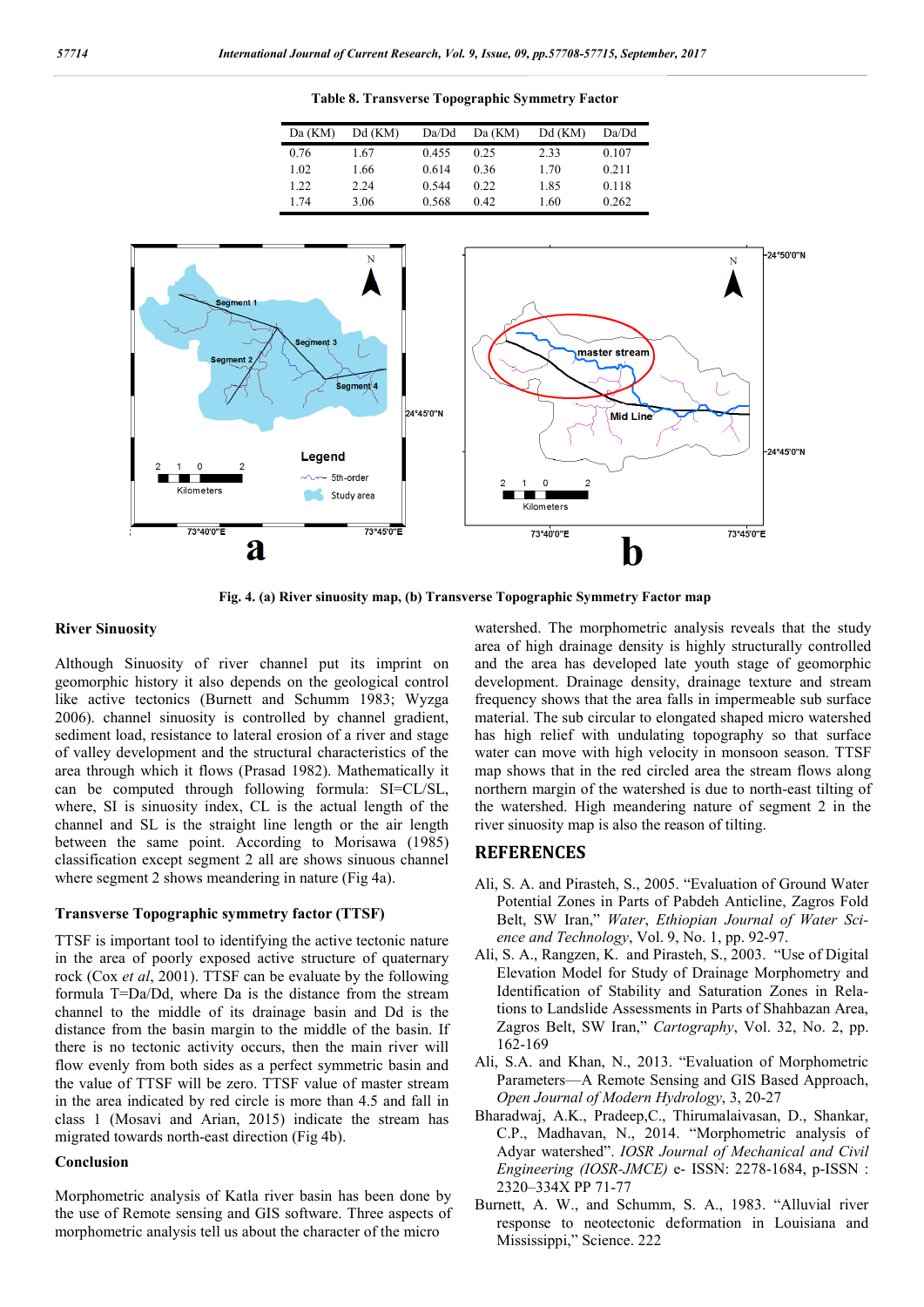**Table 8. Transverse Topographic Symmetry Factor**

| Da (KM) | Dd (KM) | Da/Dd | Da (KM) | Dd (KM) | Da/Dd |
|---|---|---|---|---|---|
| 0.76 | 1.67 | 0.455 | 0.25 | 2.33 | 0.107 |
| 1.02 | 1.66 | 0.614 | 0.36 | 1.70 | 0.211 |
| 1.22 | 2.24 | 0.544 | 0.22 | 1.85 | 0.118 |
| 1.74 | 3.06 | 0.568 | 0.42 | 1.60 | 0.262 |

**Fig. 4. (a) River sinuosity map, (b) Transverse Topographic Symmetry Factor map**

### River Sinuosity

Although Sinuosity of river channel put its imprint on geomorphic history it also depends on the geological control like active tectonics (Burnett and Schumm 1983; Wyzga 2006). channel sinuosity is controlled by channel gradient, sediment load, resistance to lateral erosion of a river and stage of valley development and the structural characteristics of the area through which it flows (Prasad 1982). Mathematically it can be computed through following formula: SI=CL/SL, where, SI is sinuosity index, CL is the actual length of the channel and SL is the straight line length or the air length between the same point. According to Morisawa (1985) classification except segment 2 all are shows sinuous channel where segment 2 shows meandering in nature (Fig 4a).

### Transverse Topographic symmetry factor (TTSF)

TTSF is important tool to identifying the active tectonic nature in the area of poorly exposed active structure of quaternary rock (Cox *et al*, 2001). TTSF can be evaluate by the following formula T=Da/Dd, where Da is the distance from the stream channel to the middle of its drainage basin and Dd is the distance from the basin margin to the middle of the basin. If there is no tectonic activity occurs, then the main river will flow evenly from both sides as a perfect symmetric basin and the value of TTSF will be zero. TTSF value of master stream in the area indicated by red circle is more than 4.5 and fall in class 1 (Mosavi and Arian, 2015) indicate the stream has migrated towards north-east direction (Fig 4b).

### Conclusion

Morphometric analysis of Katla river basin has been done by the use of Remote sensing and GIS software. Three aspects of morphometric analysis tell us about the character of the micro watershed. The morphometric analysis reveals that the study area of high drainage density is highly structurally controlled and the area has developed late youth stage of geomorphic development. Drainage density, drainage texture and stream frequency shows that the area falls in impermeable sub surface material. The sub circular to elongated shaped micro watershed has high relief with undulating topography so that surface water can move with high velocity in monsoon season. TTSF map shows that in the red circled area the stream flows along northern margin of the watershed is due to north-east tilting of the watershed. High meandering nature of segment 2 in the river sinuosity map is also the reason of tilting.

## REFERENCES

- Ali, S. A. and Pirasteh, S., 2005. "Evaluation of Ground Water Potential Zones in Parts of Pabdeh Anticline, Zagros Fold Belt, SW Iran," *Water*, *Ethiopian Journal of Water Science and Technology*, Vol. 9, No. 1, pp. 92-97.
- Ali, S. A., Rangzen, K. and Pirasteh, S., 2003. "Use of Digital Elevation Model for Study of Drainage Morphometry and Identification of Stability and Saturation Zones in Relations to Landslide Assessments in Parts of Shahbazan Area, Zagros Belt, SW Iran," *Cartography*, Vol. 32, No. 2, pp. 162-169
- Ali, S.A. and Khan, N., 2013. "Evaluation of Morphometric Parameters—A Remote Sensing and GIS Based Approach, *Open Journal of Modern Hydrology*, 3, 20-27
- Bharadwaj, A.K., Pradeep,C., Thirumalaivasan, D., Shankar, C.P., Madhavan, N., 2014. "Morphometric analysis of Adyar watershed". *IOSR Journal of Mechanical and Civil Engineering (IOSR-JMCE)* e- ISSN: 2278-1684, p-ISSN : 2320–334X PP 71-77
- Burnett, A. W., and Schumm, S. A., 1983. "Alluvial river response to neotectonic deformation in Louisiana and Mississippi," Science. 222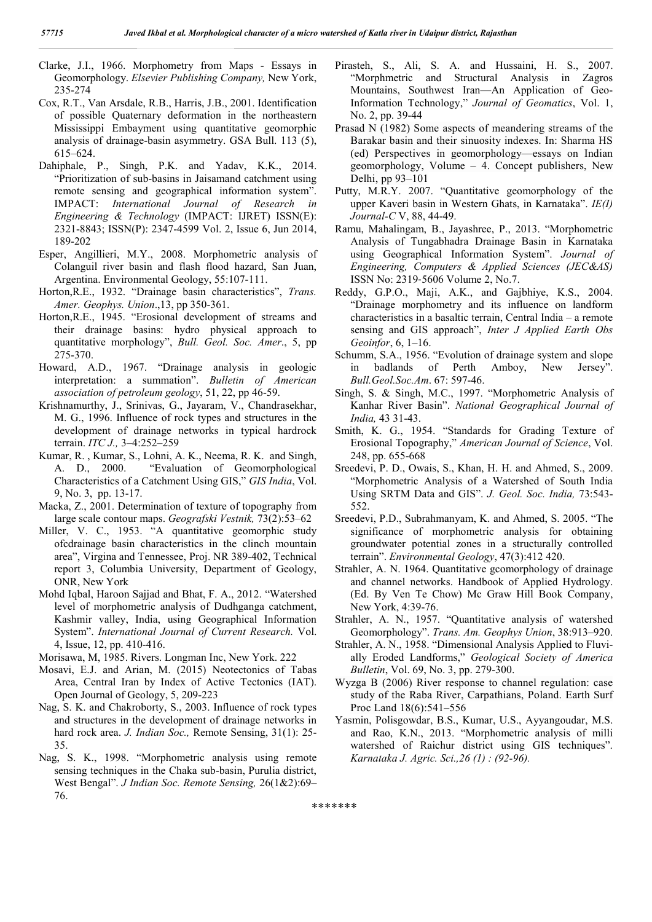Clarke, J.I., 1966. Morphometry from Maps - Essays in Geomorphology. *Elsevier Publishing Company,* New York, 235-274

Cox, R.T., Van Arsdale, R.B., Harris, J.B., 2001. Identification of possible Quaternary deformation in the northeastern Mississippi Embayment using quantitative geomorphic analysis of drainage-basin asymmetry. GSA Bull. 113 (5), 615–624.

Dahiphale, P., Singh, P.K. and Yadav, K.K., 2014. "Prioritization of sub-basins in Jaisamand catchment using remote sensing and geographical information system". IMPACT: *International Journal of Research in Engineering & Technology* (IMPACT: IJRET) ISSN(E): 2321-8843; ISSN(P): 2347-4599 Vol. 2, Issue 6, Jun 2014, 189-202

Esper, Angillieri, M.Y., 2008. Morphometric analysis of Colanguil river basin and flash flood hazard, San Juan, Argentina. Environmental Geology, 55:107-111.

Horton,R.E., 1932. "Drainage basin characteristics", *Trans. Amer. Geophys. Union*.,13, pp 350-361.

Horton,R.E., 1945. "Erosional development of streams and their drainage basins: hydro physical approach to quantitative morphology", *Bull. Geol. Soc. Amer*., 5, pp 275-370.

Howard, A.D., 1967. "Drainage analysis in geologic interpretation: a summation". *Bulletin of American association of petroleum geology*, 51, 22, pp 46-59.

Krishnamurthy, J., Srinivas, G., Jayaram, V., Chandrasekhar, M. G., 1996. Influence of rock types and structures in the development of drainage networks in typical hardrock terrain. *ITC J.,* 3–4:252–259

Kumar, R. , Kumar, S., Lohni, A. K., Neema, R. K. and Singh, A. D., 2000. "Evaluation of Geomorphological Characteristics of a Catchment Using GIS," *GIS India*, Vol. 9, No. 3, pp. 13-17.

Macka, Z., 2001. Determination of texture of topography from large scale contour maps. *Geografski Vestnik,* 73(2):53–62

Miller, V. C., 1953. "A quantitative geomorphic study ofcdrainage basin characteristics in the clinch mountain area", Virgina and Tennessee, Proj. NR 389-402, Technical report 3, Columbia University, Department of Geology, ONR, New York

Mohd Iqbal, Haroon Sajjad and Bhat, F. A., 2012. "Watershed level of morphometric analysis of Dudhganga catchment, Kashmir valley, India, using Geographical Information System". *International Journal of Current Research.* Vol. 4, Issue, 12, pp. 410-416.

Morisawa, M, 1985. Rivers. Longman Inc, New York. 222

Mosavi, E.J. and Arian, M. (2015) Neotectonics of Tabas Area, Central Iran by Index of Active Tectonics (IAT). Open Journal of Geology, 5, 209-223

Nag, S. K. and Chakroborty, S., 2003. Influence of rock types and structures in the development of drainage networks in hard rock area. *J. Indian Soc.,* Remote Sensing, 31(1): 25-35.

Nag, S. K., 1998. "Morphometric analysis using remote sensing techniques in the Chaka sub-basin, Purulia district, West Bengal". *J Indian Soc. Remote Sensing,* 26(1&2):69–76.

Pirasteh, S., Ali, S. A. and Hussaini, H. S., 2007. "Morphmetric and Structural Analysis in Zagros Mountains, Southwest Iran—An Application of Geo-Information Technology," *Journal of Geomatics*, Vol. 1, No. 2, pp. 39-44

Prasad N (1982) Some aspects of meandering streams of the Barakar basin and their sinuosity indexes. In: Sharma HS (ed) Perspectives in geomorphology—essays on Indian geomorphology, Volume – 4. Concept publishers, New Delhi, pp 93–101

Putty, M.R.Y. 2007. "Quantitative geomorphology of the upper Kaveri basin in Western Ghats, in Karnataka". *IE(I) Journal-C* V, 88, 44-49.

Ramu, Mahalingam, B., Jayashree, P., 2013. "Morphemetric Analysis of Tungabhadra Drainage Basin in Karnataka using Geographical Information System". *Journal of Engineering, Computers & Applied Sciences (JEC&AS)* ISSN No: 2319-5606 Volume 2, No.7.

Reddy, G.P.O., Maji, A.K., and Gajbhiye, K.S., 2004. "Drainage morphometry and its influence on landform characteristics in a basaltic terrain, Central India – a remote sensing and GIS approach", *Inter J Applied Earth Obs Geoinfor*, 6, 1–16.

Schumm, S.A., 1956. "Evolution of drainage system and slope in badlands of Perth Amboy, New Jersey". *Bull.Geol.Soc.Am*. 67: 597-46.

Singh, S. & Singh, M.C., 1997. "Morphometric Analysis of Kanhar River Basin". *National Geographical Journal of India,* 43 31-43.

Smith, K. G., 1954. "Standards for Grading Texture of Erosional Topography," *American Journal of Science*, Vol. 248, pp. 655-668

Sreedevi, P. D., Owais, S., Khan, H. H. and Ahmed, S., 2009. "Morphometric Analysis of a Watershed of South India Using SRTM Data and GIS". *J. Geol. Soc. India,* 73:543-552.

Sreedevi, P.D., Subrahmanyam, K. and Ahmed, S. 2005. "The significance of morphometric analysis for obtaining groundwater potential zones in a structurally controlled terrain". *Environmental Geology*, 47(3):412 420.

Strahler, A. N. 1964. Quantitative gcomorphology of drainage and channel networks. Handbook of Applied Hydrology. (Ed. By Ven Te Chow) Mc Graw Hill Book Company, New York, 4:39-76.

Strahler, A. N., 1957. "Quantitative analysis of watershed Geomorphology". *Trans. Am. Geophys Union*, 38:913–920.

Strahler, A. N., 1958. "Dimensional Analysis Applied to Fluvially Eroded Landforms," *Geological Society of America Bulletin*, Vol. 69, No. 3, pp. 279-300.

Wyzga B (2006) River response to channel regulation: case study of the Raba River, Carpathians, Poland. Earth Surf Proc Land 18(6):541–556

Yasmin, Polisgowdar, B.S., Kumar, U.S., Ayyangoudar, M.S. and Rao, K.N., 2013. "Morphometric analysis of milli watershed of Raichur district using GIS techniques". *Karnataka J. Agric. Sci.,26 (1) : (92-96).*

\*\*\*\*\*\*\*